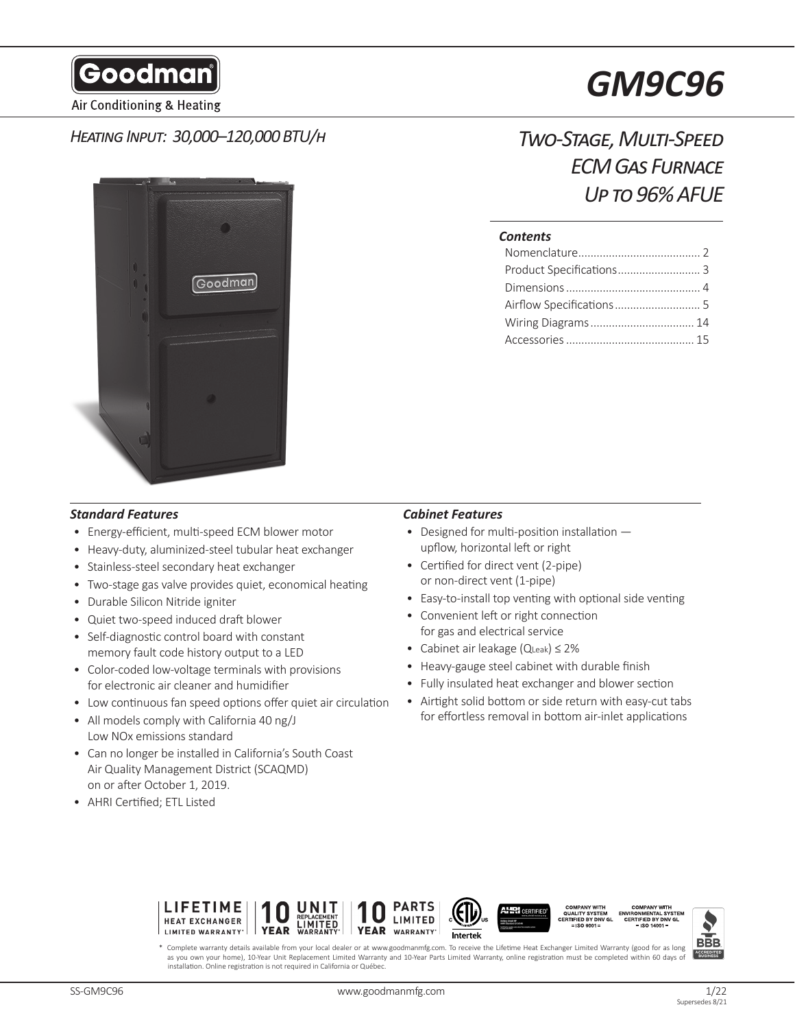# GM9C96

Goodman
Air Conditioning & Heating

*HEATING INPUT: 30,000–120,000 BTU/H*

## *TWO-STAGE, MULTI-SPEED ECM GAS FURNACE UP TO 96% AFUE*

***Contents***

- Nomenclature........................................ 2
- Product Specifications........................... 3
- Dimensions ........................................... 4
- Airflow Specifications............................ 5
- Wiring Diagrams ................................. 14
- Accessories .......................................... 15

### *Standard Features*

- Energy-efficient, multi-speed ECM blower motor
- Heavy-duty, aluminized-steel tubular heat exchanger
- Stainless-steel secondary heat exchanger
- Two-stage gas valve provides quiet, economical heating
- Durable Silicon Nitride igniter
- Quiet two-speed induced draft blower
- Self-diagnostic control board with constant memory fault code history output to a LED
- Color-coded low-voltage terminals with provisions for electronic air cleaner and humidifier
- Low continuous fan speed options offer quiet air circulation
- All models comply with California 40 ng/J Low NOx emissions standard
- Can no longer be installed in California's South Coast Air Quality Management District (SCAQMD) on or after October 1, 2019.
- AHRI Certified; ETL Listed

### *Cabinet Features*

- Designed for multi-position installation — upflow, horizontal left or right
- Certified for direct vent (2-pipe) or non-direct vent (1-pipe)
- Easy-to-install top venting with optional side venting
- Convenient left or right connection for gas and electrical service
- Cabinet air leakage ($Q_{Leak}$) ≤ 2%
- Heavy-gauge steel cabinet with durable finish
- Fully insulated heat exchanger and blower section
- Airtight solid bottom or side return with easy-cut tabs for effortless removal in bottom air-inlet applications

LIFETIME HEAT EXCHANGER LIMITED WARRANTY* | 10 YEAR UNIT REPLACEMENT LIMITED WARRANTY* | 10 YEAR PARTS LIMITED WARRANTY* | Intertek | AHRI CERTIFIED | COMPANY WITH QUALITY SYSTEM CERTIFIED BY DNV GL = ISO 9001 = | COMPANY WITH ENVIRONMENTAL SYSTEM CERTIFIED BY DNV GL = ISO 14001 = | BBB ACCREDITED BUSINESS

\* Complete warranty details available from your local dealer or at www.goodmanmfg.com. To receive the Lifetime Heat Exchanger Limited Warranty (good for as long as you own your home), 10-Year Unit Replacement Limited Warranty and 10-Year Parts Limited Warranty, online registration must be completed within 60 days of installation. Online registration is not required in California or Québec.

SS-GM9C96 | www.goodmanmfg.com | 1/22 Supersedes 8/21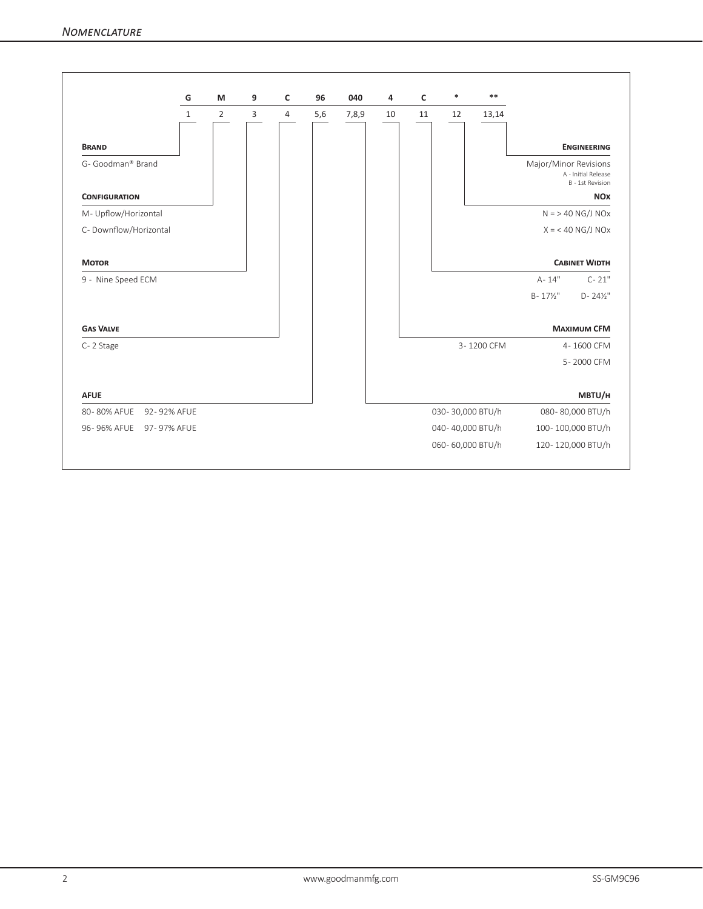## Nomenclature

| G | M | 9 | C | 96 | 040 | 4 | C | * | ** |
|---|---|---|---|---|---|---|---|---|---|
| 1 | 2 | 3 | 4 | 5,6 | 7,8,9 | 10 | 11 | 12 | 13,14 |

**Brand**

G- Goodman® Brand

**Configuration**

M- Upflow/Horizontal

C- Downflow/Horizontal

**Motor**

9 - Nine Speed ECM

**Gas Valve**

C- 2 Stage

**AFUE**

80- 80% AFUE 92- 92% AFUE

96- 96% AFUE 97- 97% AFUE

**Engineering**

Major/Minor Revisions

A - Initial Release

B - 1st Revision

**NOx**

N = > 40 NG/J NOx

X = < 40 NG/J NOx

**Cabinet Width**

A- 14" C- 21"

B- 17½" D- 24½"

**Maximum CFM**

3- 1200 CFM 4- 1600 CFM

5- 2000 CFM

**MBTU/h**

030- 30,000 BTU/h 080- 80,000 BTU/h

040- 40,000 BTU/h 100- 100,000 BTU/h

060- 60,000 BTU/h 120- 120,000 BTU/h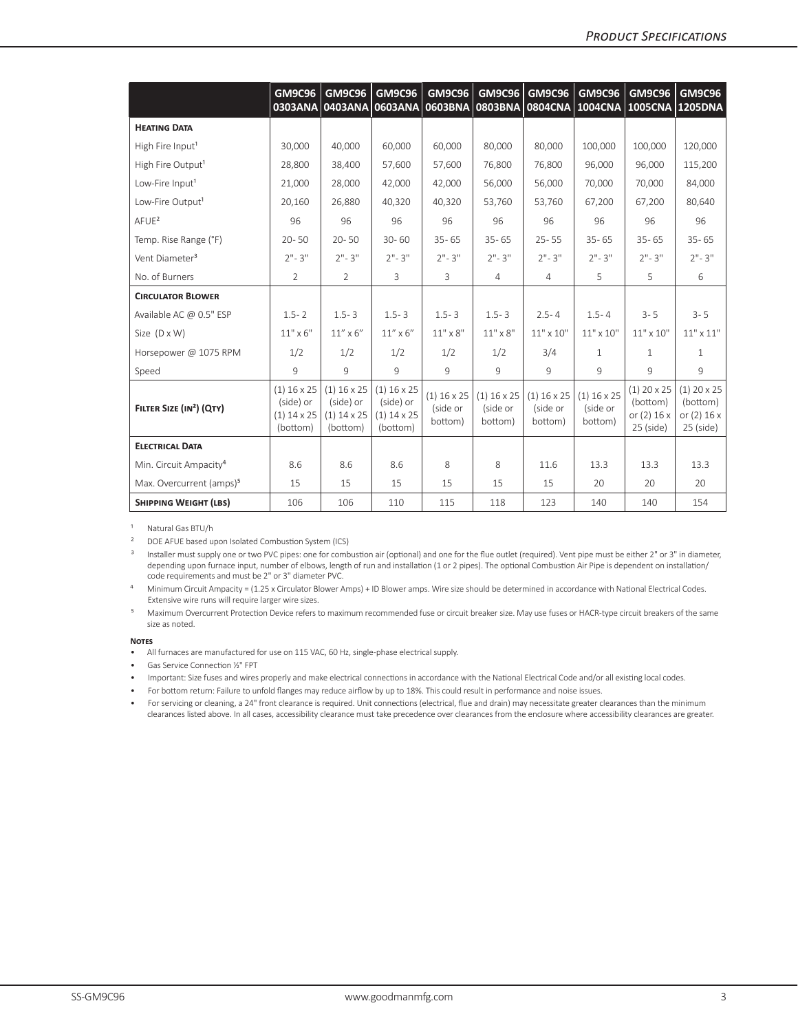| | GM9C96 0303ANA | GM9C96 0403ANA | GM9C96 0603ANA | GM9C96 0603BNA | GM9C96 0803BNA | GM9C96 0804CNA | GM9C96 1004CNA | GM9C96 1005CNA | GM9C96 1205DNA |
|---|---|---|---|---|---|---|---|---|---|
| **Heating Data** | | | | | | | | | |
| High Fire Input[1] | 30,000 | 40,000 | 60,000 | 60,000 | 80,000 | 80,000 | 100,000 | 100,000 | 120,000 |
| High Fire Output[1] | 28,800 | 38,400 | 57,600 | 57,600 | 76,800 | 76,800 | 96,000 | 96,000 | 115,200 |
| Low-Fire Input[1] | 21,000 | 28,000 | 42,000 | 42,000 | 56,000 | 56,000 | 70,000 | 70,000 | 84,000 |
| Low-Fire Output[1] | 20,160 | 26,880 | 40,320 | 40,320 | 53,760 | 53,760 | 67,200 | 67,200 | 80,640 |
| AFUE[2] | 96 | 96 | 96 | 96 | 96 | 96 | 96 | 96 | 96 |
| Temp. Rise Range (°F) | 20- 50 | 20- 50 | 30- 60 | 35- 65 | 35- 65 | 25- 55 | 35- 65 | 35- 65 | 35- 65 |
| Vent Diameter[3] | 2"- 3" | 2"- 3" | 2"- 3" | 2"- 3" | 2"- 3" | 2"- 3" | 2"- 3" | 2"- 3" | 2"- 3" |
| No. of Burners | 2 | 2 | 3 | 3 | 4 | 4 | 5 | 5 | 6 |
| **Circulator Blower** | | | | | | | | | |
| Available AC @ 0.5" ESP | 1.5- 2 | 1.5- 3 | 1.5- 3 | 1.5- 3 | 1.5- 3 | 2.5- 4 | 1.5- 4 | 3- 5 | 3- 5 |
| Size (D x W) | 11" x 6" | 11" x 6" | 11" x 6" | 11" x 8" | 11" x 8" | 11" x 10" | 11" x 10" | 11" x 10" | 11" x 11" |
| Horsepower @ 1075 RPM | 1/2 | 1/2 | 1/2 | 1/2 | 1/2 | 3/4 | 1 | 1 | 1 |
| Speed | 9 | 9 | 9 | 9 | 9 | 9 | 9 | 9 | 9 |
| **Filter Size (in²) (Qty)** | (1) 16 x 25 (side) or (1) 14 x 25 (bottom) | (1) 16 x 25 (side) or (1) 14 x 25 (bottom) | (1) 16 x 25 (side) or (1) 14 x 25 (bottom) | (1) 16 x 25 (side or bottom) | (1) 16 x 25 (side or bottom) | (1) 16 x 25 (side or bottom) | (1) 16 x 25 (side or bottom) | (1) 20 x 25 (bottom) or (2) 16 x 25 (side) | (1) 20 x 25 (bottom) or (2) 16 x 25 (side) |
| **Electrical Data** | | | | | | | | | |
| Min. Circuit Ampacity[4] | 8.6 | 8.6 | 8.6 | 8 | 8 | 11.6 | 13.3 | 13.3 | 13.3 |
| Max. Overcurrent (amps)[5] | 15 | 15 | 15 | 15 | 15 | 15 | 20 | 20 | 20 |
| **Shipping Weight (lbs)** | 106 | 106 | 110 | 115 | 118 | 123 | 140 | 140 | 154 |

[1] Natural Gas BTU/h

[2] DOE AFUE based upon Isolated Combustion System (ICS)

[3] Installer must supply one or two PVC pipes: one for combustion air (optional) and one for the flue outlet (required). Vent pipe must be either 2" or 3" in diameter, depending upon furnace input, number of elbows, length of run and installation (1 or 2 pipes). The optional Combustion Air Pipe is dependent on installation/code requirements and must be 2" or 3" diameter PVC.

[4] Minimum Circuit Ampacity = (1.25 x Circulator Blower Amps) + ID Blower amps. Wire size should be determined in accordance with National Electrical Codes. Extensive wire runs will require larger wire sizes.

[5] Maximum Overcurrent Protection Device refers to maximum recommended fuse or circuit breaker size. May use fuses or HACR-type circuit breakers of the same size as noted.

**Notes**

- All furnaces are manufactured for use on 115 VAC, 60 Hz, single-phase electrical supply.
- Gas Service Connection ½" FPT
- Important: Size fuses and wires properly and make electrical connections in accordance with the National Electrical Code and/or all existing local codes.
- For bottom return: Failure to unfold flanges may reduce airflow by up to 18%. This could result in performance and noise issues.
- For servicing or cleaning, a 24" front clearance is required. Unit connections (electrical, flue and drain) may necessitate greater clearances than the minimum clearances listed above. In all cases, accessibility clearance must take precedence over clearances from the enclosure where accessibility clearances are greater.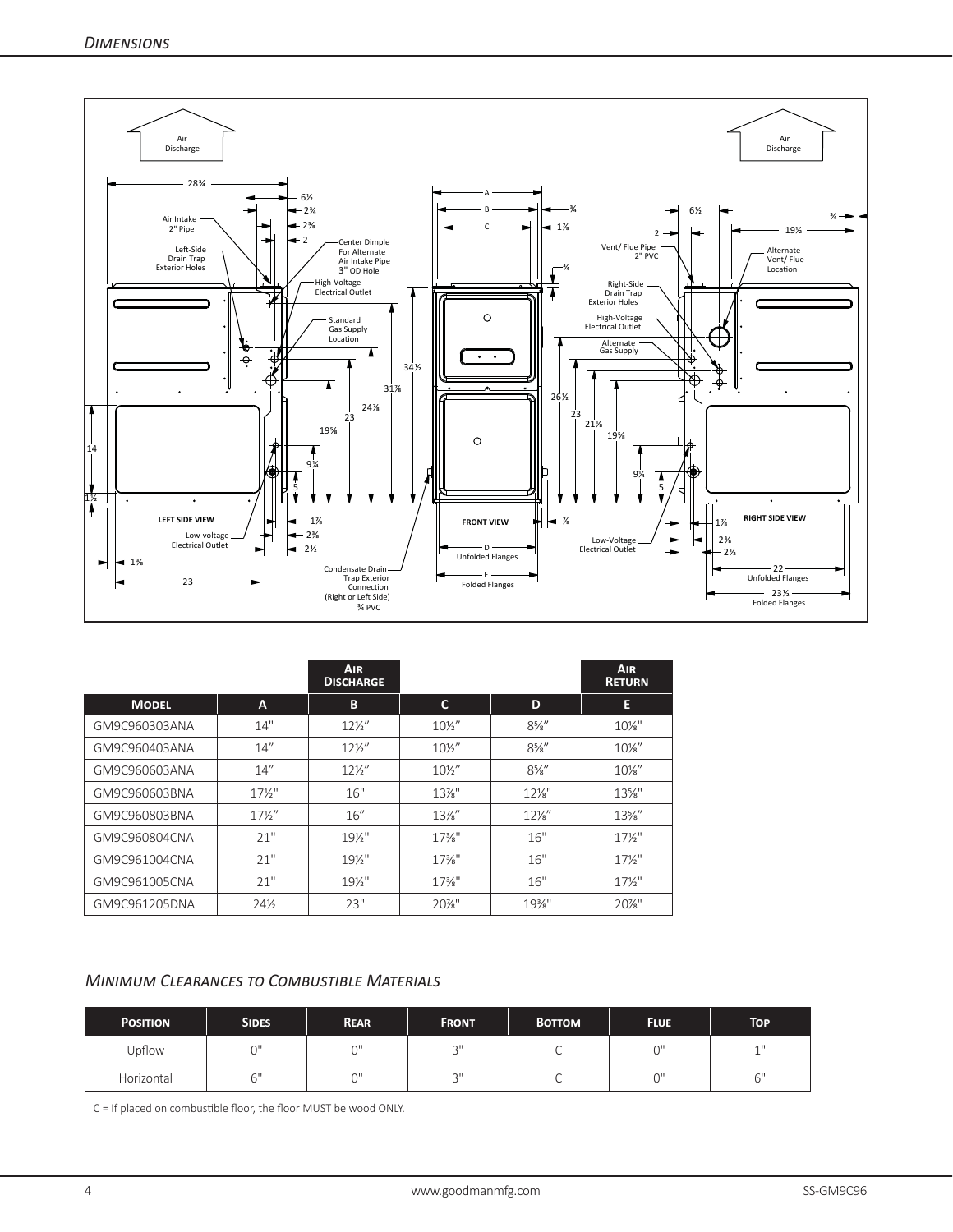## *Dimensions*

| | | Air Discharge | | | Air Return |
|---|---|---|---|---|---|
| **Model** | **A** | **B** | **C** | **D** | **E** |
| GM9C960303ANA | 14" | 12½" | 10½" | 8⅝" | 10⅛" |
| GM9C960403ANA | 14" | 12½" | 10½" | 8⅝" | 10⅛" |
| GM9C960603ANA | 14" | 12½" | 10½" | 8⅝" | 10⅛" |
| GM9C960603BNA | 17½" | 16" | 13⅞" | 12⅛" | 13⅝" |
| GM9C960803BNA | 17½" | 16" | 13⅞" | 12⅛" | 13⅝" |
| GM9C960804CNA | 21" | 19½" | 17⅜" | 16" | 17½" |
| GM9C961004CNA | 21" | 19½" | 17⅜" | 16" | 17½" |
| GM9C961005CNA | 21" | 19½" | 17⅜" | 16" | 17½" |
| GM9C961205DNA | 24½ | 23" | 20⅞" | 19⅜" | 20⅞" |

### *Minimum Clearances to Combustible Materials*

| Position | Sides | Rear | Front | Bottom | Flue | Top |
|---|---|---|---|---|---|---|
| Upflow | 0" | 0" | 3" | C | 0" | 1" |
| Horizontal | 6" | 0" | 3" | C | 0" | 6" |

C = If placed on combustible floor, the floor MUST be wood ONLY.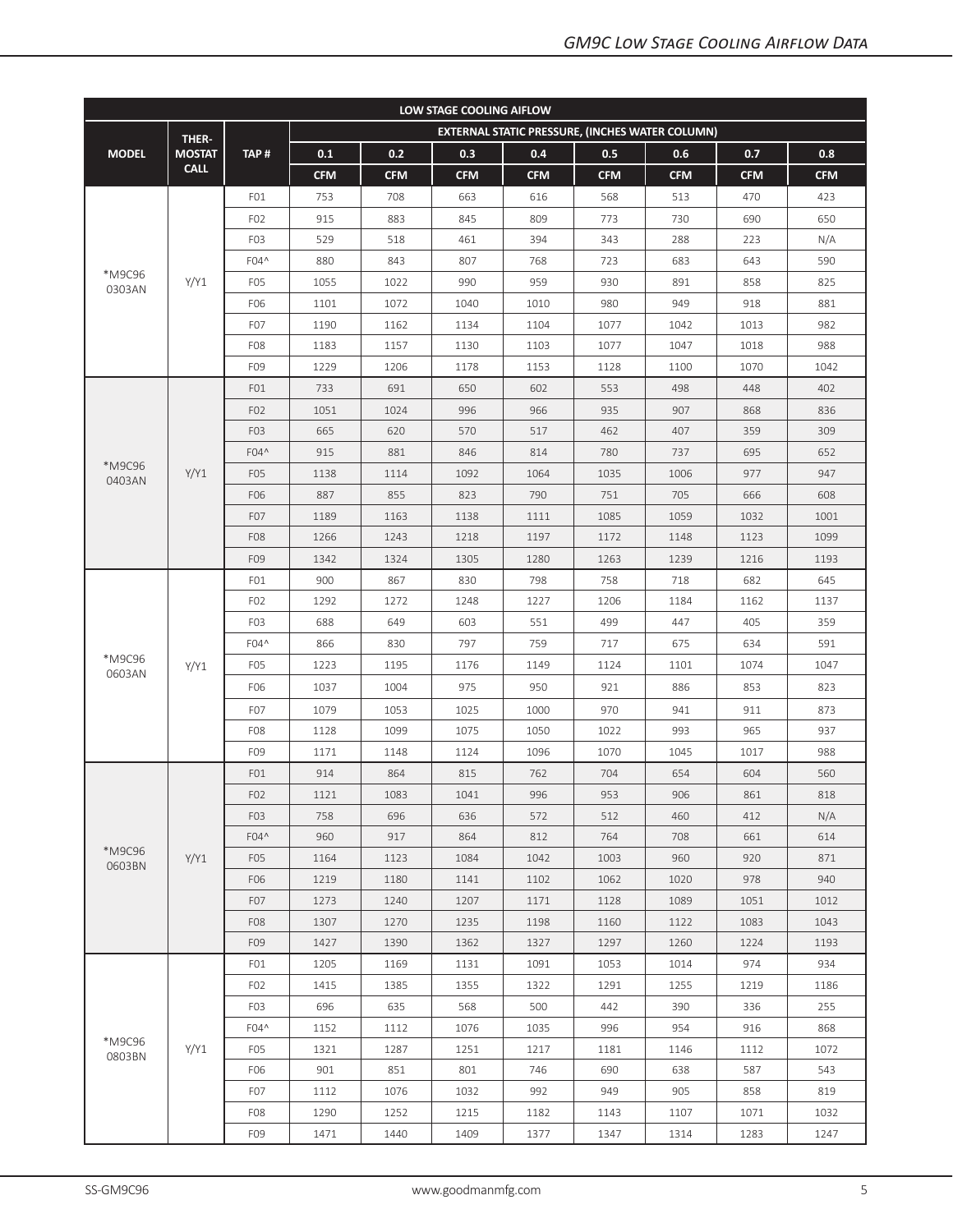| LOW STAGE COOLING AIFLOW | | | | | | | | | | |
|---|---|---|---|---|---|---|---|---|---|---|
| MODEL | THER-MOSTAT CALL | TAP # | EXTERNAL STATIC PRESSURE, (INCHES WATER COLUMN) | | | | | | | |
| | | | 0.1 | 0.2 | 0.3 | 0.4 | 0.5 | 0.6 | 0.7 | 0.8 |
| | | | CFM | CFM | CFM | CFM | CFM | CFM | CFM | CFM |
| *M9C96 0303AN | Y/Y1 | F01 | 753 | 708 | 663 | 616 | 568 | 513 | 470 | 423 |
| | | F02 | 915 | 883 | 845 | 809 | 773 | 730 | 690 | 650 |
| | | F03 | 529 | 518 | 461 | 394 | 343 | 288 | 223 | N/A |
| | | F04^ | 880 | 843 | 807 | 768 | 723 | 683 | 643 | 590 |
| | | F05 | 1055 | 1022 | 990 | 959 | 930 | 891 | 858 | 825 |
| | | F06 | 1101 | 1072 | 1040 | 1010 | 980 | 949 | 918 | 881 |
| | | F07 | 1190 | 1162 | 1134 | 1104 | 1077 | 1042 | 1013 | 982 |
| | | F08 | 1183 | 1157 | 1130 | 1103 | 1077 | 1047 | 1018 | 988 |
| | | F09 | 1229 | 1206 | 1178 | 1153 | 1128 | 1100 | 1070 | 1042 |
| *M9C96 0403AN | Y/Y1 | F01 | 733 | 691 | 650 | 602 | 553 | 498 | 448 | 402 |
| | | F02 | 1051 | 1024 | 996 | 966 | 935 | 907 | 868 | 836 |
| | | F03 | 665 | 620 | 570 | 517 | 462 | 407 | 359 | 309 |
| | | F04^ | 915 | 881 | 846 | 814 | 780 | 737 | 695 | 652 |
| | | F05 | 1138 | 1114 | 1092 | 1064 | 1035 | 1006 | 977 | 947 |
| | | F06 | 887 | 855 | 823 | 790 | 751 | 705 | 666 | 608 |
| | | F07 | 1189 | 1163 | 1138 | 1111 | 1085 | 1059 | 1032 | 1001 |
| | | F08 | 1266 | 1243 | 1218 | 1197 | 1172 | 1148 | 1123 | 1099 |
| | | F09 | 1342 | 1324 | 1305 | 1280 | 1263 | 1239 | 1216 | 1193 |
| *M9C96 0603AN | Y/Y1 | F01 | 900 | 867 | 830 | 798 | 758 | 718 | 682 | 645 |
| | | F02 | 1292 | 1272 | 1248 | 1227 | 1206 | 1184 | 1162 | 1137 |
| | | F03 | 688 | 649 | 603 | 551 | 499 | 447 | 405 | 359 |
| | | F04^ | 866 | 830 | 797 | 759 | 717 | 675 | 634 | 591 |
| | | F05 | 1223 | 1195 | 1176 | 1149 | 1124 | 1101 | 1074 | 1047 |
| | | F06 | 1037 | 1004 | 975 | 950 | 921 | 886 | 853 | 823 |
| | | F07 | 1079 | 1053 | 1025 | 1000 | 970 | 941 | 911 | 873 |
| | | F08 | 1128 | 1099 | 1075 | 1050 | 1022 | 993 | 965 | 937 |
| | | F09 | 1171 | 1148 | 1124 | 1096 | 1070 | 1045 | 1017 | 988 |
| *M9C96 0603BN | Y/Y1 | F01 | 914 | 864 | 815 | 762 | 704 | 654 | 604 | 560 |
| | | F02 | 1121 | 1083 | 1041 | 996 | 953 | 906 | 861 | 818 |
| | | F03 | 758 | 696 | 636 | 572 | 512 | 460 | 412 | N/A |
| | | F04^ | 960 | 917 | 864 | 812 | 764 | 708 | 661 | 614 |
| | | F05 | 1164 | 1123 | 1084 | 1042 | 1003 | 960 | 920 | 871 |
| | | F06 | 1219 | 1180 | 1141 | 1102 | 1062 | 1020 | 978 | 940 |
| | | F07 | 1273 | 1240 | 1207 | 1171 | 1128 | 1089 | 1051 | 1012 |
| | | F08 | 1307 | 1270 | 1235 | 1198 | 1160 | 1122 | 1083 | 1043 |
| | | F09 | 1427 | 1390 | 1362 | 1327 | 1297 | 1260 | 1224 | 1193 |
| *M9C96 0803BN | Y/Y1 | F01 | 1205 | 1169 | 1131 | 1091 | 1053 | 1014 | 974 | 934 |
| | | F02 | 1415 | 1385 | 1355 | 1322 | 1291 | 1255 | 1219 | 1186 |
| | | F03 | 696 | 635 | 568 | 500 | 442 | 390 | 336 | 255 |
| | | F04^ | 1152 | 1112 | 1076 | 1035 | 996 | 954 | 916 | 868 |
| | | F05 | 1321 | 1287 | 1251 | 1217 | 1181 | 1146 | 1112 | 1072 |
| | | F06 | 901 | 851 | 801 | 746 | 690 | 638 | 587 | 543 |
| | | F07 | 1112 | 1076 | 1032 | 992 | 949 | 905 | 858 | 819 |
| | | F08 | 1290 | 1252 | 1215 | 1182 | 1143 | 1107 | 1071 | 1032 |
| | | F09 | 1471 | 1440 | 1409 | 1377 | 1347 | 1314 | 1283 | 1247 |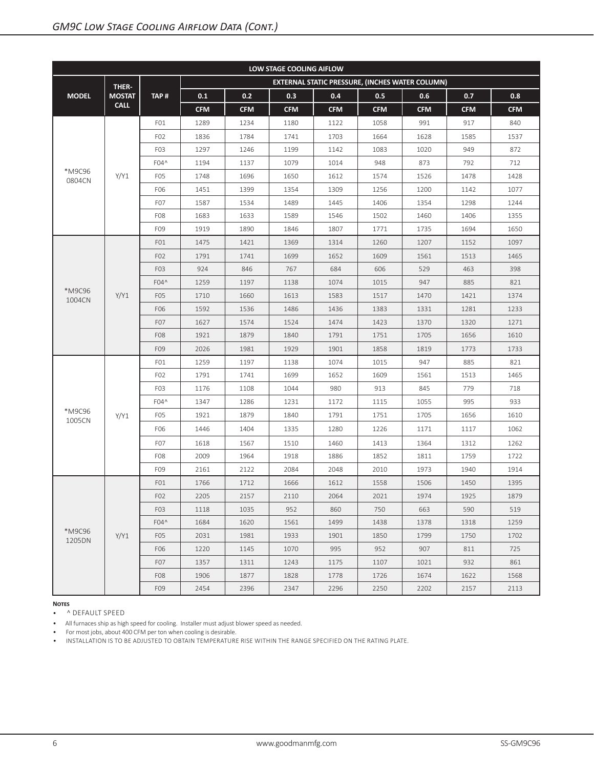## GM9C Low Stage Cooling Airflow Data (Cont.)

| LOW STAGE COOLING AIFLOW | | | | | | | | | | |
|---|---|---|---|---|---|---|---|---|---|---|
| MODEL | THER-MOSTAT CALL | TAP # | EXTERNAL STATIC PRESSURE, (INCHES WATER COLUMN) | | | | | | | |
| | | | 0.1 | 0.2 | 0.3 | 0.4 | 0.5 | 0.6 | 0.7 | 0.8 |
| | | | CFM | CFM | CFM | CFM | CFM | CFM | CFM | CFM |
| *M9C96 0804CN | Y/Y1 | F01 | 1289 | 1234 | 1180 | 1122 | 1058 | 991 | 917 | 840 |
| | | F02 | 1836 | 1784 | 1741 | 1703 | 1664 | 1628 | 1585 | 1537 |
| | | F03 | 1297 | 1246 | 1199 | 1142 | 1083 | 1020 | 949 | 872 |
| | | F04^ | 1194 | 1137 | 1079 | 1014 | 948 | 873 | 792 | 712 |
| | | F05 | 1748 | 1696 | 1650 | 1612 | 1574 | 1526 | 1478 | 1428 |
| | | F06 | 1451 | 1399 | 1354 | 1309 | 1256 | 1200 | 1142 | 1077 |
| | | F07 | 1587 | 1534 | 1489 | 1445 | 1406 | 1354 | 1298 | 1244 |
| | | F08 | 1683 | 1633 | 1589 | 1546 | 1502 | 1460 | 1406 | 1355 |
| | | F09 | 1919 | 1890 | 1846 | 1807 | 1771 | 1735 | 1694 | 1650 |
| *M9C96 1004CN | Y/Y1 | F01 | 1475 | 1421 | 1369 | 1314 | 1260 | 1207 | 1152 | 1097 |
| | | F02 | 1791 | 1741 | 1699 | 1652 | 1609 | 1561 | 1513 | 1465 |
| | | F03 | 924 | 846 | 767 | 684 | 606 | 529 | 463 | 398 |
| | | F04^ | 1259 | 1197 | 1138 | 1074 | 1015 | 947 | 885 | 821 |
| | | F05 | 1710 | 1660 | 1613 | 1583 | 1517 | 1470 | 1421 | 1374 |
| | | F06 | 1592 | 1536 | 1486 | 1436 | 1383 | 1331 | 1281 | 1233 |
| | | F07 | 1627 | 1574 | 1524 | 1474 | 1423 | 1370 | 1320 | 1271 |
| | | F08 | 1921 | 1879 | 1840 | 1791 | 1751 | 1705 | 1656 | 1610 |
| | | F09 | 2026 | 1981 | 1929 | 1901 | 1858 | 1819 | 1773 | 1733 |
| *M9C96 1005CN | Y/Y1 | F01 | 1259 | 1197 | 1138 | 1074 | 1015 | 947 | 885 | 821 |
| | | F02 | 1791 | 1741 | 1699 | 1652 | 1609 | 1561 | 1513 | 1465 |
| | | F03 | 1176 | 1108 | 1044 | 980 | 913 | 845 | 779 | 718 |
| | | F04^ | 1347 | 1286 | 1231 | 1172 | 1115 | 1055 | 995 | 933 |
| | | F05 | 1921 | 1879 | 1840 | 1791 | 1751 | 1705 | 1656 | 1610 |
| | | F06 | 1446 | 1404 | 1335 | 1280 | 1226 | 1171 | 1117 | 1062 |
| | | F07 | 1618 | 1567 | 1510 | 1460 | 1413 | 1364 | 1312 | 1262 |
| | | F08 | 2009 | 1964 | 1918 | 1886 | 1852 | 1811 | 1759 | 1722 |
| | | F09 | 2161 | 2122 | 2084 | 2048 | 2010 | 1973 | 1940 | 1914 |
| *M9C96 1205DN | Y/Y1 | F01 | 1766 | 1712 | 1666 | 1612 | 1558 | 1506 | 1450 | 1395 |
| | | F02 | 2205 | 2157 | 2110 | 2064 | 2021 | 1974 | 1925 | 1879 |
| | | F03 | 1118 | 1035 | 952 | 860 | 750 | 663 | 590 | 519 |
| | | F04^ | 1684 | 1620 | 1561 | 1499 | 1438 | 1378 | 1318 | 1259 |
| | | F05 | 2031 | 1981 | 1933 | 1901 | 1850 | 1799 | 1750 | 1702 |
| | | F06 | 1220 | 1145 | 1070 | 995 | 952 | 907 | 811 | 725 |
| | | F07 | 1357 | 1311 | 1243 | 1175 | 1107 | 1021 | 932 | 861 |
| | | F08 | 1906 | 1877 | 1828 | 1778 | 1726 | 1674 | 1622 | 1568 |
| | | F09 | 2454 | 2396 | 2347 | 2296 | 2250 | 2202 | 2157 | 2113 |

**Notes**

- ^ DEFAULT SPEED
- All furnaces ship as high speed for cooling. Installer must adjust blower speed as needed.
- For most jobs, about 400 CFM per ton when cooling is desirable.
- INSTALLATION IS TO BE ADJUSTED TO OBTAIN TEMPERATURE RISE WITHIN THE RANGE SPECIFIED ON THE RATING PLATE.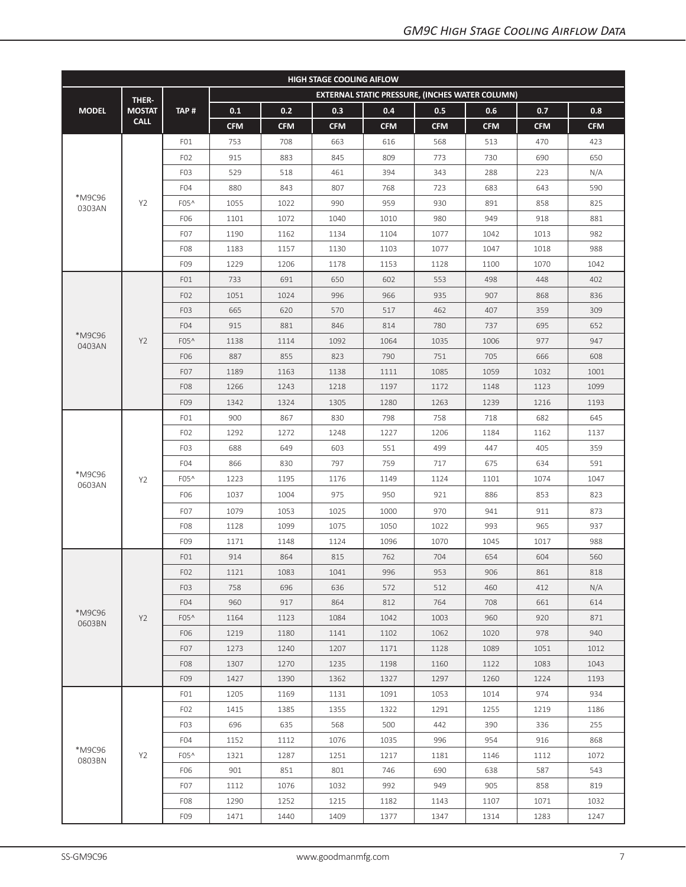| HIGH STAGE COOLING AIFLOW | | | | | | | | | | |
|---|---|---|---|---|---|---|---|---|---|---|
| MODEL | THER-MOSTAT CALL | TAP # | EXTERNAL STATIC PRESSURE, (INCHES WATER COLUMN) | | | | | | | |
| | | | 0.1 | 0.2 | 0.3 | 0.4 | 0.5 | 0.6 | 0.7 | 0.8 |
| | | | CFM | CFM | CFM | CFM | CFM | CFM | CFM | CFM |
| *M9C96 0303AN | Y2 | F01 | 753 | 708 | 663 | 616 | 568 | 513 | 470 | 423 |
| | | F02 | 915 | 883 | 845 | 809 | 773 | 730 | 690 | 650 |
| | | F03 | 529 | 518 | 461 | 394 | 343 | 288 | 223 | N/A |
| | | F04 | 880 | 843 | 807 | 768 | 723 | 683 | 643 | 590 |
| | | F05^ | 1055 | 1022 | 990 | 959 | 930 | 891 | 858 | 825 |
| | | F06 | 1101 | 1072 | 1040 | 1010 | 980 | 949 | 918 | 881 |
| | | F07 | 1190 | 1162 | 1134 | 1104 | 1077 | 1042 | 1013 | 982 |
| | | F08 | 1183 | 1157 | 1130 | 1103 | 1077 | 1047 | 1018 | 988 |
| | | F09 | 1229 | 1206 | 1178 | 1153 | 1128 | 1100 | 1070 | 1042 |
| *M9C96 0403AN | Y2 | F01 | 733 | 691 | 650 | 602 | 553 | 498 | 448 | 402 |
| | | F02 | 1051 | 1024 | 996 | 966 | 935 | 907 | 868 | 836 |
| | | F03 | 665 | 620 | 570 | 517 | 462 | 407 | 359 | 309 |
| | | F04 | 915 | 881 | 846 | 814 | 780 | 737 | 695 | 652 |
| | | F05^ | 1138 | 1114 | 1092 | 1064 | 1035 | 1006 | 977 | 947 |
| | | F06 | 887 | 855 | 823 | 790 | 751 | 705 | 666 | 608 |
| | | F07 | 1189 | 1163 | 1138 | 1111 | 1085 | 1059 | 1032 | 1001 |
| | | F08 | 1266 | 1243 | 1218 | 1197 | 1172 | 1148 | 1123 | 1099 |
| | | F09 | 1342 | 1324 | 1305 | 1280 | 1263 | 1239 | 1216 | 1193 |
| *M9C96 0603AN | Y2 | F01 | 900 | 867 | 830 | 798 | 758 | 718 | 682 | 645 |
| | | F02 | 1292 | 1272 | 1248 | 1227 | 1206 | 1184 | 1162 | 1137 |
| | | F03 | 688 | 649 | 603 | 551 | 499 | 447 | 405 | 359 |
| | | F04 | 866 | 830 | 797 | 759 | 717 | 675 | 634 | 591 |
| | | F05^ | 1223 | 1195 | 1176 | 1149 | 1124 | 1101 | 1074 | 1047 |
| | | F06 | 1037 | 1004 | 975 | 950 | 921 | 886 | 853 | 823 |
| | | F07 | 1079 | 1053 | 1025 | 1000 | 970 | 941 | 911 | 873 |
| | | F08 | 1128 | 1099 | 1075 | 1050 | 1022 | 993 | 965 | 937 |
| | | F09 | 1171 | 1148 | 1124 | 1096 | 1070 | 1045 | 1017 | 988 |
| *M9C96 0603BN | Y2 | F01 | 914 | 864 | 815 | 762 | 704 | 654 | 604 | 560 |
| | | F02 | 1121 | 1083 | 1041 | 996 | 953 | 906 | 861 | 818 |
| | | F03 | 758 | 696 | 636 | 572 | 512 | 460 | 412 | N/A |
| | | F04 | 960 | 917 | 864 | 812 | 764 | 708 | 661 | 614 |
| | | F05^ | 1164 | 1123 | 1084 | 1042 | 1003 | 960 | 920 | 871 |
| | | F06 | 1219 | 1180 | 1141 | 1102 | 1062 | 1020 | 978 | 940 |
| | | F07 | 1273 | 1240 | 1207 | 1171 | 1128 | 1089 | 1051 | 1012 |
| | | F08 | 1307 | 1270 | 1235 | 1198 | 1160 | 1122 | 1083 | 1043 |
| | | F09 | 1427 | 1390 | 1362 | 1327 | 1297 | 1260 | 1224 | 1193 |
| *M9C96 0803BN | Y2 | F01 | 1205 | 1169 | 1131 | 1091 | 1053 | 1014 | 974 | 934 |
| | | F02 | 1415 | 1385 | 1355 | 1322 | 1291 | 1255 | 1219 | 1186 |
| | | F03 | 696 | 635 | 568 | 500 | 442 | 390 | 336 | 255 |
| | | F04 | 1152 | 1112 | 1076 | 1035 | 996 | 954 | 916 | 868 |
| | | F05^ | 1321 | 1287 | 1251 | 1217 | 1181 | 1146 | 1112 | 1072 |
| | | F06 | 901 | 851 | 801 | 746 | 690 | 638 | 587 | 543 |
| | | F07 | 1112 | 1076 | 1032 | 992 | 949 | 905 | 858 | 819 |
| | | F08 | 1290 | 1252 | 1215 | 1182 | 1143 | 1107 | 1071 | 1032 |
| | | F09 | 1471 | 1440 | 1409 | 1377 | 1347 | 1314 | 1283 | 1247 |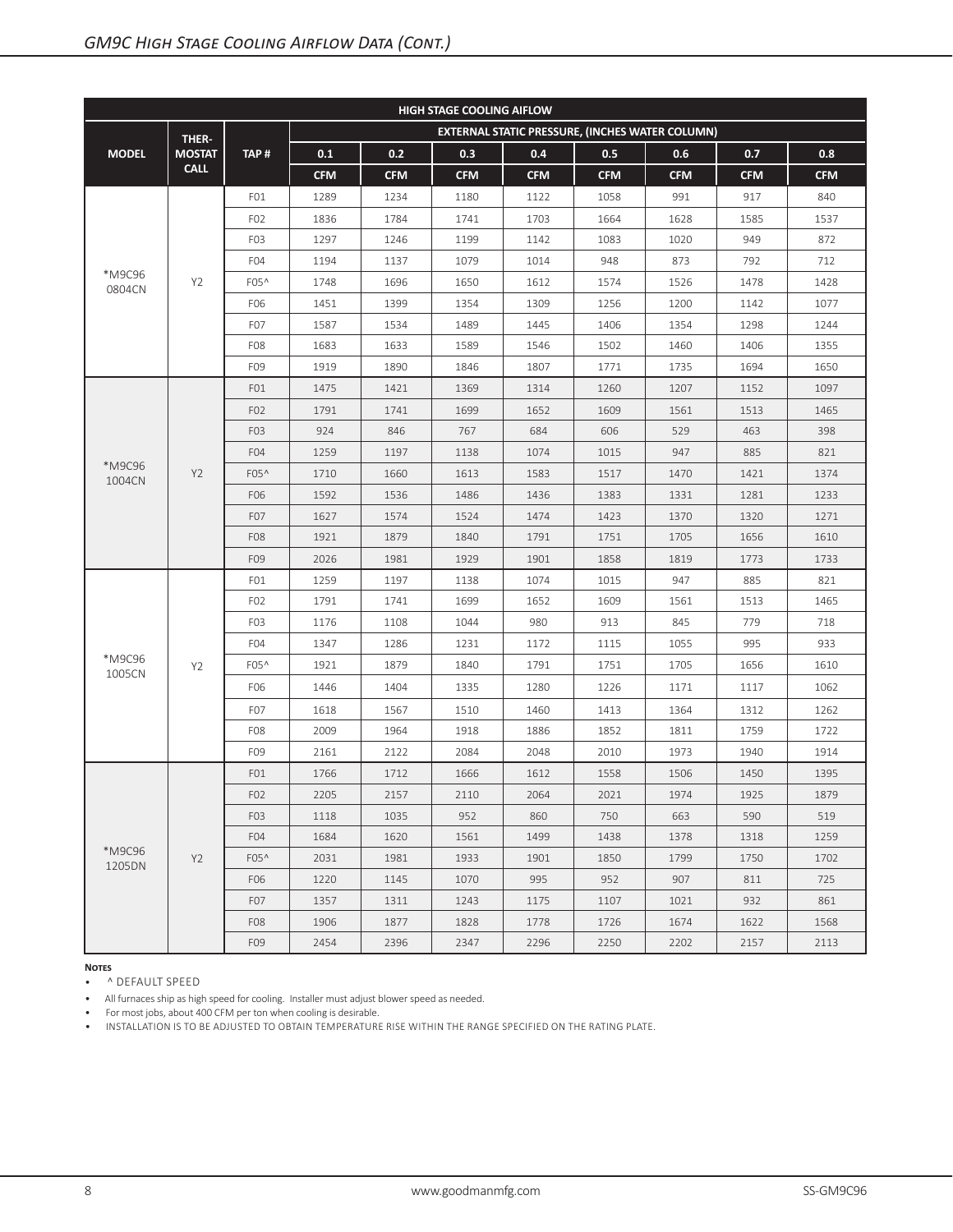## GM9C High Stage Cooling Airflow Data (Cont.)

| HIGH STAGE COOLING AIFLOW | | | | | | | | | | |
|---|---|---|---|---|---|---|---|---|---|---|
| MODEL | THER-MOSTAT CALL | TAP # | EXTERNAL STATIC PRESSURE, (INCHES WATER COLUMN) | | | | | | | |
| | | | 0.1 | 0.2 | 0.3 | 0.4 | 0.5 | 0.6 | 0.7 | 0.8 |
| | | | CFM | CFM | CFM | CFM | CFM | CFM | CFM | CFM |
| *M9C96 0804CN | Y2 | F01 | 1289 | 1234 | 1180 | 1122 | 1058 | 991 | 917 | 840 |
| | | F02 | 1836 | 1784 | 1741 | 1703 | 1664 | 1628 | 1585 | 1537 |
| | | F03 | 1297 | 1246 | 1199 | 1142 | 1083 | 1020 | 949 | 872 |
| | | F04 | 1194 | 1137 | 1079 | 1014 | 948 | 873 | 792 | 712 |
| | | F05^ | 1748 | 1696 | 1650 | 1612 | 1574 | 1526 | 1478 | 1428 |
| | | F06 | 1451 | 1399 | 1354 | 1309 | 1256 | 1200 | 1142 | 1077 |
| | | F07 | 1587 | 1534 | 1489 | 1445 | 1406 | 1354 | 1298 | 1244 |
| | | F08 | 1683 | 1633 | 1589 | 1546 | 1502 | 1460 | 1406 | 1355 |
| | | F09 | 1919 | 1890 | 1846 | 1807 | 1771 | 1735 | 1694 | 1650 |
| *M9C96 1004CN | Y2 | F01 | 1475 | 1421 | 1369 | 1314 | 1260 | 1207 | 1152 | 1097 |
| | | F02 | 1791 | 1741 | 1699 | 1652 | 1609 | 1561 | 1513 | 1465 |
| | | F03 | 924 | 846 | 767 | 684 | 606 | 529 | 463 | 398 |
| | | F04 | 1259 | 1197 | 1138 | 1074 | 1015 | 947 | 885 | 821 |
| | | F05^ | 1710 | 1660 | 1613 | 1583 | 1517 | 1470 | 1421 | 1374 |
| | | F06 | 1592 | 1536 | 1486 | 1436 | 1383 | 1331 | 1281 | 1233 |
| | | F07 | 1627 | 1574 | 1524 | 1474 | 1423 | 1370 | 1320 | 1271 |
| | | F08 | 1921 | 1879 | 1840 | 1791 | 1751 | 1705 | 1656 | 1610 |
| | | F09 | 2026 | 1981 | 1929 | 1901 | 1858 | 1819 | 1773 | 1733 |
| *M9C96 1005CN | Y2 | F01 | 1259 | 1197 | 1138 | 1074 | 1015 | 947 | 885 | 821 |
| | | F02 | 1791 | 1741 | 1699 | 1652 | 1609 | 1561 | 1513 | 1465 |
| | | F03 | 1176 | 1108 | 1044 | 980 | 913 | 845 | 779 | 718 |
| | | F04 | 1347 | 1286 | 1231 | 1172 | 1115 | 1055 | 995 | 933 |
| | | F05^ | 1921 | 1879 | 1840 | 1791 | 1751 | 1705 | 1656 | 1610 |
| | | F06 | 1446 | 1404 | 1335 | 1280 | 1226 | 1171 | 1117 | 1062 |
| | | F07 | 1618 | 1567 | 1510 | 1460 | 1413 | 1364 | 1312 | 1262 |
| | | F08 | 2009 | 1964 | 1918 | 1886 | 1852 | 1811 | 1759 | 1722 |
| | | F09 | 2161 | 2122 | 2084 | 2048 | 2010 | 1973 | 1940 | 1914 |
| *M9C96 1205DN | Y2 | F01 | 1766 | 1712 | 1666 | 1612 | 1558 | 1506 | 1450 | 1395 |
| | | F02 | 2205 | 2157 | 2110 | 2064 | 2021 | 1974 | 1925 | 1879 |
| | | F03 | 1118 | 1035 | 952 | 860 | 750 | 663 | 590 | 519 |
| | | F04 | 1684 | 1620 | 1561 | 1499 | 1438 | 1378 | 1318 | 1259 |
| | | F05^ | 2031 | 1981 | 1933 | 1901 | 1850 | 1799 | 1750 | 1702 |
| | | F06 | 1220 | 1145 | 1070 | 995 | 952 | 907 | 811 | 725 |
| | | F07 | 1357 | 1311 | 1243 | 1175 | 1107 | 1021 | 932 | 861 |
| | | F08 | 1906 | 1877 | 1828 | 1778 | 1726 | 1674 | 1622 | 1568 |
| | | F09 | 2454 | 2396 | 2347 | 2296 | 2250 | 2202 | 2157 | 2113 |

**Notes**

- ^ DEFAULT SPEED
- All furnaces ship as high speed for cooling. Installer must adjust blower speed as needed.
- For most jobs, about 400 CFM per ton when cooling is desirable.
- INSTALLATION IS TO BE ADJUSTED TO OBTAIN TEMPERATURE RISE WITHIN THE RANGE SPECIFIED ON THE RATING PLATE.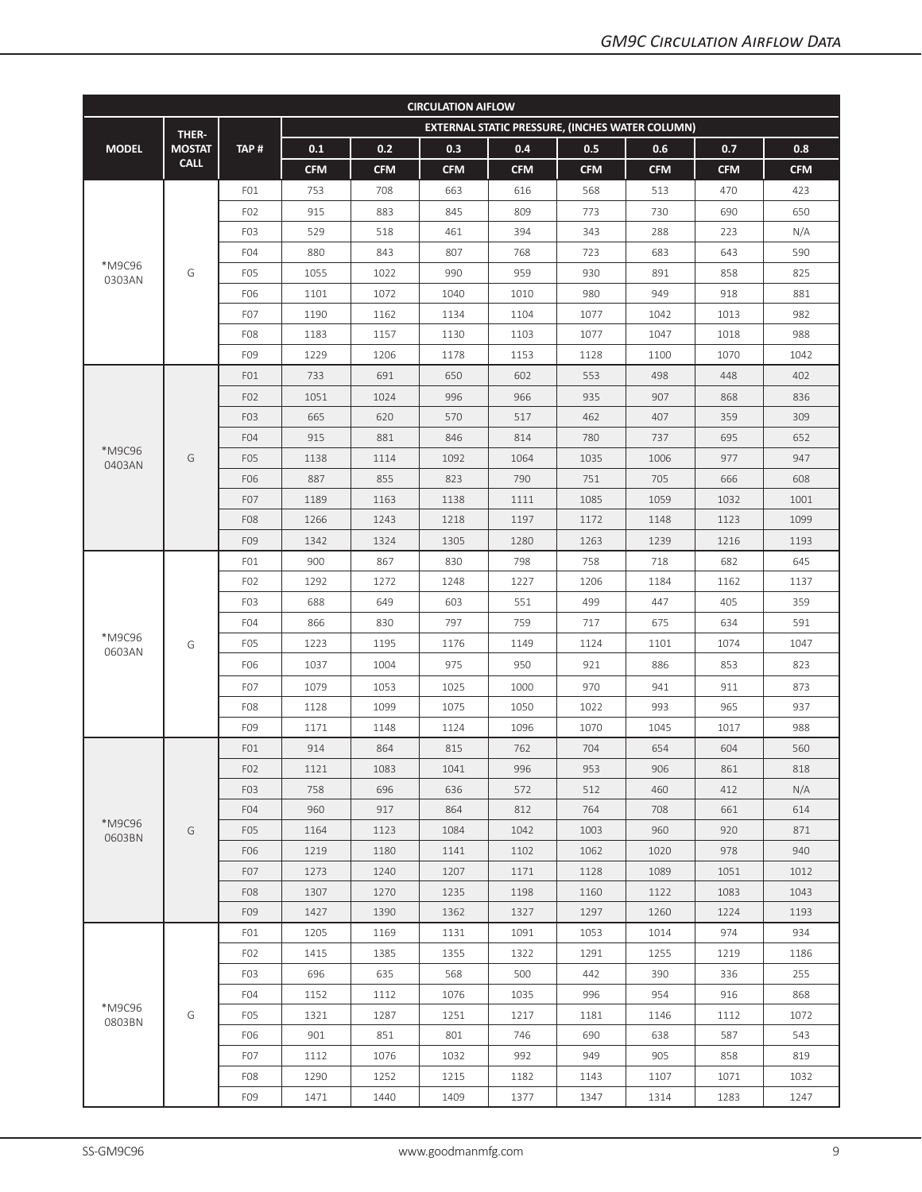| CIRCULATION AIFLOW | | | | | | | | | | |
|---|---|---|---|---|---|---|---|---|---|---|
| MODEL | THER-MOSTAT CALL | TAP # | EXTERNAL STATIC PRESSURE, (INCHES WATER COLUMN) | | | | | | | |
| | | | 0.1 | 0.2 | 0.3 | 0.4 | 0.5 | 0.6 | 0.7 | 0.8 |
| | | | CFM | CFM | CFM | CFM | CFM | CFM | CFM | CFM |
| *M9C96 0303AN | G | F01 | 753 | 708 | 663 | 616 | 568 | 513 | 470 | 423 |
| | | F02 | 915 | 883 | 845 | 809 | 773 | 730 | 690 | 650 |
| | | F03 | 529 | 518 | 461 | 394 | 343 | 288 | 223 | N/A |
| | | F04 | 880 | 843 | 807 | 768 | 723 | 683 | 643 | 590 |
| | | F05 | 1055 | 1022 | 990 | 959 | 930 | 891 | 858 | 825 |
| | | F06 | 1101 | 1072 | 1040 | 1010 | 980 | 949 | 918 | 881 |
| | | F07 | 1190 | 1162 | 1134 | 1104 | 1077 | 1042 | 1013 | 982 |
| | | F08 | 1183 | 1157 | 1130 | 1103 | 1077 | 1047 | 1018 | 988 |
| | | F09 | 1229 | 1206 | 1178 | 1153 | 1128 | 1100 | 1070 | 1042 |
| *M9C96 0403AN | G | F01 | 733 | 691 | 650 | 602 | 553 | 498 | 448 | 402 |
| | | F02 | 1051 | 1024 | 996 | 966 | 935 | 907 | 868 | 836 |
| | | F03 | 665 | 620 | 570 | 517 | 462 | 407 | 359 | 309 |
| | | F04 | 915 | 881 | 846 | 814 | 780 | 737 | 695 | 652 |
| | | F05 | 1138 | 1114 | 1092 | 1064 | 1035 | 1006 | 977 | 947 |
| | | F06 | 887 | 855 | 823 | 790 | 751 | 705 | 666 | 608 |
| | | F07 | 1189 | 1163 | 1138 | 1111 | 1085 | 1059 | 1032 | 1001 |
| | | F08 | 1266 | 1243 | 1218 | 1197 | 1172 | 1148 | 1123 | 1099 |
| | | F09 | 1342 | 1324 | 1305 | 1280 | 1263 | 1239 | 1216 | 1193 |
| *M9C96 0603AN | G | F01 | 900 | 867 | 830 | 798 | 758 | 718 | 682 | 645 |
| | | F02 | 1292 | 1272 | 1248 | 1227 | 1206 | 1184 | 1162 | 1137 |
| | | F03 | 688 | 649 | 603 | 551 | 499 | 447 | 405 | 359 |
| | | F04 | 866 | 830 | 797 | 759 | 717 | 675 | 634 | 591 |
| | | F05 | 1223 | 1195 | 1176 | 1149 | 1124 | 1101 | 1074 | 1047 |
| | | F06 | 1037 | 1004 | 975 | 950 | 921 | 886 | 853 | 823 |
| | | F07 | 1079 | 1053 | 1025 | 1000 | 970 | 941 | 911 | 873 |
| | | F08 | 1128 | 1099 | 1075 | 1050 | 1022 | 993 | 965 | 937 |
| | | F09 | 1171 | 1148 | 1124 | 1096 | 1070 | 1045 | 1017 | 988 |
| *M9C96 0603BN | G | F01 | 914 | 864 | 815 | 762 | 704 | 654 | 604 | 560 |
| | | F02 | 1121 | 1083 | 1041 | 996 | 953 | 906 | 861 | 818 |
| | | F03 | 758 | 696 | 636 | 572 | 512 | 460 | 412 | N/A |
| | | F04 | 960 | 917 | 864 | 812 | 764 | 708 | 661 | 614 |
| | | F05 | 1164 | 1123 | 1084 | 1042 | 1003 | 960 | 920 | 871 |
| | | F06 | 1219 | 1180 | 1141 | 1102 | 1062 | 1020 | 978 | 940 |
| | | F07 | 1273 | 1240 | 1207 | 1171 | 1128 | 1089 | 1051 | 1012 |
| | | F08 | 1307 | 1270 | 1235 | 1198 | 1160 | 1122 | 1083 | 1043 |
| | | F09 | 1427 | 1390 | 1362 | 1327 | 1297 | 1260 | 1224 | 1193 |
| *M9C96 0803BN | G | F01 | 1205 | 1169 | 1131 | 1091 | 1053 | 1014 | 974 | 934 |
| | | F02 | 1415 | 1385 | 1355 | 1322 | 1291 | 1255 | 1219 | 1186 |
| | | F03 | 696 | 635 | 568 | 500 | 442 | 390 | 336 | 255 |
| | | F04 | 1152 | 1112 | 1076 | 1035 | 996 | 954 | 916 | 868 |
| | | F05 | 1321 | 1287 | 1251 | 1217 | 1181 | 1146 | 1112 | 1072 |
| | | F06 | 901 | 851 | 801 | 746 | 690 | 638 | 587 | 543 |
| | | F07 | 1112 | 1076 | 1032 | 992 | 949 | 905 | 858 | 819 |
| | | F08 | 1290 | 1252 | 1215 | 1182 | 1143 | 1107 | 1071 | 1032 |
| | | F09 | 1471 | 1440 | 1409 | 1377 | 1347 | 1314 | 1283 | 1247 |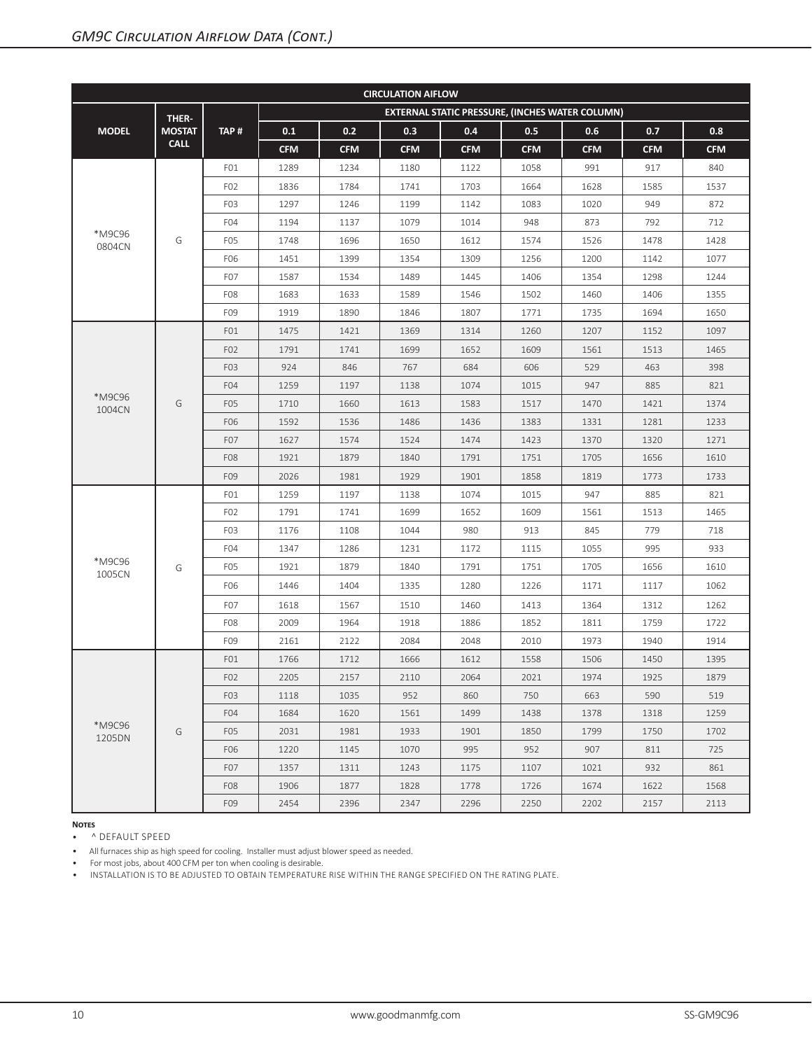## GM9C Circulation Airflow Data (Cont.)

| CIRCULATION AIFLOW | | | | | | | | | | |
|---|---|---|---|---|---|---|---|---|---|---|
| MODEL | THER-MOSTAT CALL | TAP # | EXTERNAL STATIC PRESSURE, (INCHES WATER COLUMN) | | | | | | | |
| | | | 0.1 | 0.2 | 0.3 | 0.4 | 0.5 | 0.6 | 0.7 | 0.8 |
| | | | CFM | CFM | CFM | CFM | CFM | CFM | CFM | CFM |
| *M9C96 0804CN | G | F01 | 1289 | 1234 | 1180 | 1122 | 1058 | 991 | 917 | 840 |
| | | F02 | 1836 | 1784 | 1741 | 1703 | 1664 | 1628 | 1585 | 1537 |
| | | F03 | 1297 | 1246 | 1199 | 1142 | 1083 | 1020 | 949 | 872 |
| | | F04 | 1194 | 1137 | 1079 | 1014 | 948 | 873 | 792 | 712 |
| | | F05 | 1748 | 1696 | 1650 | 1612 | 1574 | 1526 | 1478 | 1428 |
| | | F06 | 1451 | 1399 | 1354 | 1309 | 1256 | 1200 | 1142 | 1077 |
| | | F07 | 1587 | 1534 | 1489 | 1445 | 1406 | 1354 | 1298 | 1244 |
| | | F08 | 1683 | 1633 | 1589 | 1546 | 1502 | 1460 | 1406 | 1355 |
| | | F09 | 1919 | 1890 | 1846 | 1807 | 1771 | 1735 | 1694 | 1650 |
| *M9C96 1004CN | G | F01 | 1475 | 1421 | 1369 | 1314 | 1260 | 1207 | 1152 | 1097 |
| | | F02 | 1791 | 1741 | 1699 | 1652 | 1609 | 1561 | 1513 | 1465 |
| | | F03 | 924 | 846 | 767 | 684 | 606 | 529 | 463 | 398 |
| | | F04 | 1259 | 1197 | 1138 | 1074 | 1015 | 947 | 885 | 821 |
| | | F05 | 1710 | 1660 | 1613 | 1583 | 1517 | 1470 | 1421 | 1374 |
| | | F06 | 1592 | 1536 | 1486 | 1436 | 1383 | 1331 | 1281 | 1233 |
| | | F07 | 1627 | 1574 | 1524 | 1474 | 1423 | 1370 | 1320 | 1271 |
| | | F08 | 1921 | 1879 | 1840 | 1791 | 1751 | 1705 | 1656 | 1610 |
| | | F09 | 2026 | 1981 | 1929 | 1901 | 1858 | 1819 | 1773 | 1733 |
| *M9C96 1005CN | G | F01 | 1259 | 1197 | 1138 | 1074 | 1015 | 947 | 885 | 821 |
| | | F02 | 1791 | 1741 | 1699 | 1652 | 1609 | 1561 | 1513 | 1465 |
| | | F03 | 1176 | 1108 | 1044 | 980 | 913 | 845 | 779 | 718 |
| | | F04 | 1347 | 1286 | 1231 | 1172 | 1115 | 1055 | 995 | 933 |
| | | F05 | 1921 | 1879 | 1840 | 1791 | 1751 | 1705 | 1656 | 1610 |
| | | F06 | 1446 | 1404 | 1335 | 1280 | 1226 | 1171 | 1117 | 1062 |
| | | F07 | 1618 | 1567 | 1510 | 1460 | 1413 | 1364 | 1312 | 1262 |
| | | F08 | 2009 | 1964 | 1918 | 1886 | 1852 | 1811 | 1759 | 1722 |
| | | F09 | 2161 | 2122 | 2084 | 2048 | 2010 | 1973 | 1940 | 1914 |
| *M9C96 1205DN | G | F01 | 1766 | 1712 | 1666 | 1612 | 1558 | 1506 | 1450 | 1395 |
| | | F02 | 2205 | 2157 | 2110 | 2064 | 2021 | 1974 | 1925 | 1879 |
| | | F03 | 1118 | 1035 | 952 | 860 | 750 | 663 | 590 | 519 |
| | | F04 | 1684 | 1620 | 1561 | 1499 | 1438 | 1378 | 1318 | 1259 |
| | | F05 | 2031 | 1981 | 1933 | 1901 | 1850 | 1799 | 1750 | 1702 |
| | | F06 | 1220 | 1145 | 1070 | 995 | 952 | 907 | 811 | 725 |
| | | F07 | 1357 | 1311 | 1243 | 1175 | 1107 | 1021 | 932 | 861 |
| | | F08 | 1906 | 1877 | 1828 | 1778 | 1726 | 1674 | 1622 | 1568 |
| | | F09 | 2454 | 2396 | 2347 | 2296 | 2250 | 2202 | 2157 | 2113 |

**Notes**

- ^ DEFAULT SPEED
- All furnaces ship as high speed for cooling. Installer must adjust blower speed as needed.
- For most jobs, about 400 CFM per ton when cooling is desirable.
- INSTALLATION IS TO BE ADJUSTED TO OBTAIN TEMPERATURE RISE WITHIN THE RANGE SPECIFIED ON THE RATING PLATE.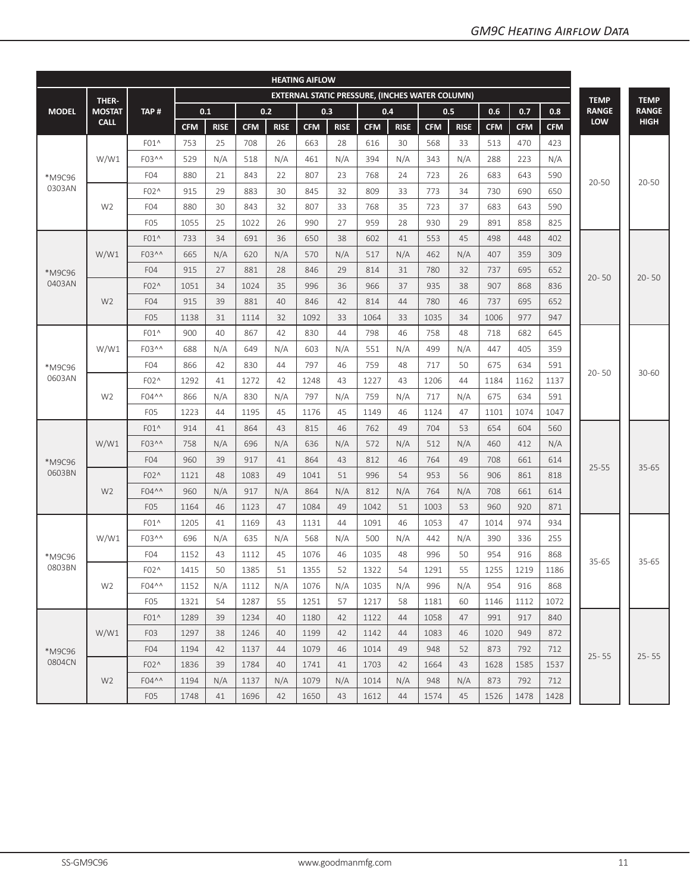## GM9C Heating Airflow Data

| HEATING AIFLOW | | | | | | | | | | | | | | | | | |
|---|---|---|---|---|---|---|---|---|---|---|---|---|---|---|---|---|---|
| MODEL | THER-MOSTAT CALL | TAP # | EXTERNAL STATIC PRESSURE, (INCHES WATER COLUMN) | | | | | | | | | | | | | TEMP RANGE LOW | TEMP RANGE HIGH |
| | | | 0.1 | | 0.2 | | 0.3 | | 0.4 | | 0.5 | | 0.6 | 0.7 | 0.8 | | |
| | | | CFM | RISE | CFM | RISE | CFM | RISE | CFM | RISE | CFM | RISE | CFM | CFM | CFM | | |
| *M9C96 0303AN | W/W1 | F01^ | 753 | 25 | 708 | 26 | 663 | 28 | 616 | 30 | 568 | 33 | 513 | 470 | 423 | 20-50 | 20-50 |
| | | F03^^ | 529 | N/A | 518 | N/A | 461 | N/A | 394 | N/A | 343 | N/A | 288 | 223 | N/A | | |
| | | F04 | 880 | 21 | 843 | 22 | 807 | 23 | 768 | 24 | 723 | 26 | 683 | 643 | 590 | | |
| | W2 | F02^ | 915 | 29 | 883 | 30 | 845 | 32 | 809 | 33 | 773 | 34 | 730 | 690 | 650 | | |
| | | F04 | 880 | 30 | 843 | 32 | 807 | 33 | 768 | 35 | 723 | 37 | 683 | 643 | 590 | | |
| | | F05 | 1055 | 25 | 1022 | 26 | 990 | 27 | 959 | 28 | 930 | 29 | 891 | 858 | 825 | | |
| *M9C96 0403AN | W/W1 | F01^ | 733 | 34 | 691 | 36 | 650 | 38 | 602 | 41 | 553 | 45 | 498 | 448 | 402 | 20- 50 | 20- 50 |
| | | F03^^ | 665 | N/A | 620 | N/A | 570 | N/A | 517 | N/A | 462 | N/A | 407 | 359 | 309 | | |
| | | F04 | 915 | 27 | 881 | 28 | 846 | 29 | 814 | 31 | 780 | 32 | 737 | 695 | 652 | | |
| | W2 | F02^ | 1051 | 34 | 1024 | 35 | 996 | 36 | 966 | 37 | 935 | 38 | 907 | 868 | 836 | | |
| | | F04 | 915 | 39 | 881 | 40 | 846 | 42 | 814 | 44 | 780 | 46 | 737 | 695 | 652 | | |
| | | F05 | 1138 | 31 | 1114 | 32 | 1092 | 33 | 1064 | 33 | 1035 | 34 | 1006 | 977 | 947 | | |
| *M9C96 0603AN | W/W1 | F01^ | 900 | 40 | 867 | 42 | 830 | 44 | 798 | 46 | 758 | 48 | 718 | 682 | 645 | 20- 50 | 30-60 |
| | | F03^^ | 688 | N/A | 649 | N/A | 603 | N/A | 551 | N/A | 499 | N/A | 447 | 405 | 359 | | |
| | | F04 | 866 | 42 | 830 | 44 | 797 | 46 | 759 | 48 | 717 | 50 | 675 | 634 | 591 | | |
| | W2 | F02^ | 1292 | 41 | 1272 | 42 | 1248 | 43 | 1227 | 43 | 1206 | 44 | 1184 | 1162 | 1137 | | |
| | | F04^^ | 866 | N/A | 830 | N/A | 797 | N/A | 759 | N/A | 717 | N/A | 675 | 634 | 591 | | |
| | | F05 | 1223 | 44 | 1195 | 45 | 1176 | 45 | 1149 | 46 | 1124 | 47 | 1101 | 1074 | 1047 | | |
| *M9C96 0603BN | W/W1 | F01^ | 914 | 41 | 864 | 43 | 815 | 46 | 762 | 49 | 704 | 53 | 654 | 604 | 560 | 25-55 | 35-65 |
| | | F03^^ | 758 | N/A | 696 | N/A | 636 | N/A | 572 | N/A | 512 | N/A | 460 | 412 | N/A | | |
| | | F04 | 960 | 39 | 917 | 41 | 864 | 43 | 812 | 46 | 764 | 49 | 708 | 661 | 614 | | |
| | W2 | F02^ | 1121 | 48 | 1083 | 49 | 1041 | 51 | 996 | 54 | 953 | 56 | 906 | 861 | 818 | | |
| | | F04^^ | 960 | N/A | 917 | N/A | 864 | N/A | 812 | N/A | 764 | N/A | 708 | 661 | 614 | | |
| | | F05 | 1164 | 46 | 1123 | 47 | 1084 | 49 | 1042 | 51 | 1003 | 53 | 960 | 920 | 871 | | |
| *M9C96 0803BN | W/W1 | F01^ | 1205 | 41 | 1169 | 43 | 1131 | 44 | 1091 | 46 | 1053 | 47 | 1014 | 974 | 934 | 35-65 | 35-65 |
| | | F03^^ | 696 | N/A | 635 | N/A | 568 | N/A | 500 | N/A | 442 | N/A | 390 | 336 | 255 | | |
| | | F04 | 1152 | 43 | 1112 | 45 | 1076 | 46 | 1035 | 48 | 996 | 50 | 954 | 916 | 868 | | |
| | W2 | F02^ | 1415 | 50 | 1385 | 51 | 1355 | 52 | 1322 | 54 | 1291 | 55 | 1255 | 1219 | 1186 | | |
| | | F04^^ | 1152 | N/A | 1112 | N/A | 1076 | N/A | 1035 | N/A | 996 | N/A | 954 | 916 | 868 | | |
| | | F05 | 1321 | 54 | 1287 | 55 | 1251 | 57 | 1217 | 58 | 1181 | 60 | 1146 | 1112 | 1072 | | |
| *M9C96 0804CN | W/W1 | F01^ | 1289 | 39 | 1234 | 40 | 1180 | 42 | 1122 | 44 | 1058 | 47 | 991 | 917 | 840 | 25- 55 | 25- 55 |
| | | F03 | 1297 | 38 | 1246 | 40 | 1199 | 42 | 1142 | 44 | 1083 | 46 | 1020 | 949 | 872 | | |
| | | F04 | 1194 | 42 | 1137 | 44 | 1079 | 46 | 1014 | 49 | 948 | 52 | 873 | 792 | 712 | | |
| | W2 | F02^ | 1836 | 39 | 1784 | 40 | 1741 | 41 | 1703 | 42 | 1664 | 43 | 1628 | 1585 | 1537 | | |
| | | F04^^ | 1194 | N/A | 1137 | N/A | 1079 | N/A | 1014 | N/A | 948 | N/A | 873 | 792 | 712 | | |
| | | F05 | 1748 | 41 | 1696 | 42 | 1650 | 43 | 1612 | 44 | 1574 | 45 | 1526 | 1478 | 1428 | | |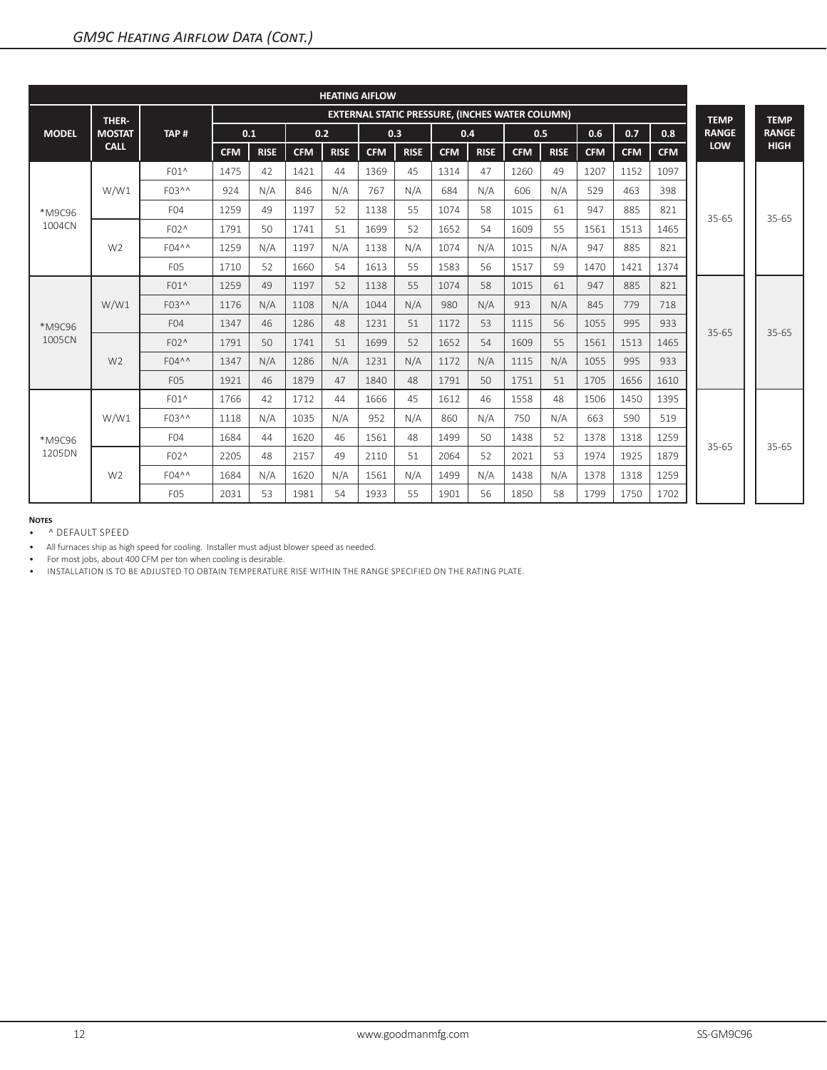## GM9C Heating Airflow Data (Cont.)

| HEATING AIFLOW | | | | | | | | | | | | | | | | | | |
|---|---|---|---|---|---|---|---|---|---|---|---|---|---|---|---|---|---|---|
| MODEL | THER-MOSTAT CALL | TAP # | EXTERNAL STATIC PRESSURE, (INCHES WATER COLUMN) | | | | | | | | | | | | | | TEMP RANGE LOW | TEMP RANGE HIGH |
| | | | 0.1 | | 0.2 | | 0.3 | | 0.4 | | 0.5 | | 0.6 | 0.7 | 0.8 | | | |
| | | | CFM | RISE | CFM | RISE | CFM | RISE | CFM | RISE | CFM | RISE | CFM | CFM | CFM | | | |
| *M9C96 1004CN | W/W1 | F01^ | 1475 | 42 | 1421 | 44 | 1369 | 45 | 1314 | 47 | 1260 | 49 | 1207 | 1152 | 1097 | | 35-65 | 35-65 |
| | | F03^^ | 924 | N/A | 846 | N/A | 767 | N/A | 684 | N/A | 606 | N/A | 529 | 463 | 398 | | | |
| | | F04 | 1259 | 49 | 1197 | 52 | 1138 | 55 | 1074 | 58 | 1015 | 61 | 947 | 885 | 821 | | | |
| | W2 | F02^ | 1791 | 50 | 1741 | 51 | 1699 | 52 | 1652 | 54 | 1609 | 55 | 1561 | 1513 | 1465 | | | |
| | | F04^^ | 1259 | N/A | 1197 | N/A | 1138 | N/A | 1074 | N/A | 1015 | N/A | 947 | 885 | 821 | | | |
| | | F05 | 1710 | 52 | 1660 | 54 | 1613 | 55 | 1583 | 56 | 1517 | 59 | 1470 | 1421 | 1374 | | | |
| *M9C96 1005CN | W/W1 | F01^ | 1259 | 49 | 1197 | 52 | 1138 | 55 | 1074 | 58 | 1015 | 61 | 947 | 885 | 821 | | 35-65 | 35-65 |
| | | F03^^ | 1176 | N/A | 1108 | N/A | 1044 | N/A | 980 | N/A | 913 | N/A | 845 | 779 | 718 | | | |
| | | F04 | 1347 | 46 | 1286 | 48 | 1231 | 51 | 1172 | 53 | 1115 | 56 | 1055 | 995 | 933 | | | |
| | W2 | F02^ | 1791 | 50 | 1741 | 51 | 1699 | 52 | 1652 | 54 | 1609 | 55 | 1561 | 1513 | 1465 | | | |
| | | F04^^ | 1347 | N/A | 1286 | N/A | 1231 | N/A | 1172 | N/A | 1115 | N/A | 1055 | 995 | 933 | | | |
| | | F05 | 1921 | 46 | 1879 | 47 | 1840 | 48 | 1791 | 50 | 1751 | 51 | 1705 | 1656 | 1610 | | | |
| *M9C96 1205DN | W/W1 | F01^ | 1766 | 42 | 1712 | 44 | 1666 | 45 | 1612 | 46 | 1558 | 48 | 1506 | 1450 | 1395 | | 35-65 | 35-65 |
| | | F03^^ | 1118 | N/A | 1035 | N/A | 952 | N/A | 860 | N/A | 750 | N/A | 663 | 590 | 519 | | | |
| | | F04 | 1684 | 44 | 1620 | 46 | 1561 | 48 | 1499 | 50 | 1438 | 52 | 1378 | 1318 | 1259 | | | |
| | W2 | F02^ | 2205 | 48 | 2157 | 49 | 2110 | 51 | 2064 | 52 | 2021 | 53 | 1974 | 1925 | 1879 | | | |
| | | F04^^ | 1684 | N/A | 1620 | N/A | 1561 | N/A | 1499 | N/A | 1438 | N/A | 1378 | 1318 | 1259 | | | |
| | | F05 | 2031 | 53 | 1981 | 54 | 1933 | 55 | 1901 | 56 | 1850 | 58 | 1799 | 1750 | 1702 | | | |

**Notes**

- ^ DEFAULT SPEED
- All furnaces ship as high speed for cooling. Installer must adjust blower speed as needed.
- For most jobs, about 400 CFM per ton when cooling is desirable.
- INSTALLATION IS TO BE ADJUSTED TO OBTAIN TEMPERATURE RISE WITHIN THE RANGE SPECIFIED ON THE RATING PLATE.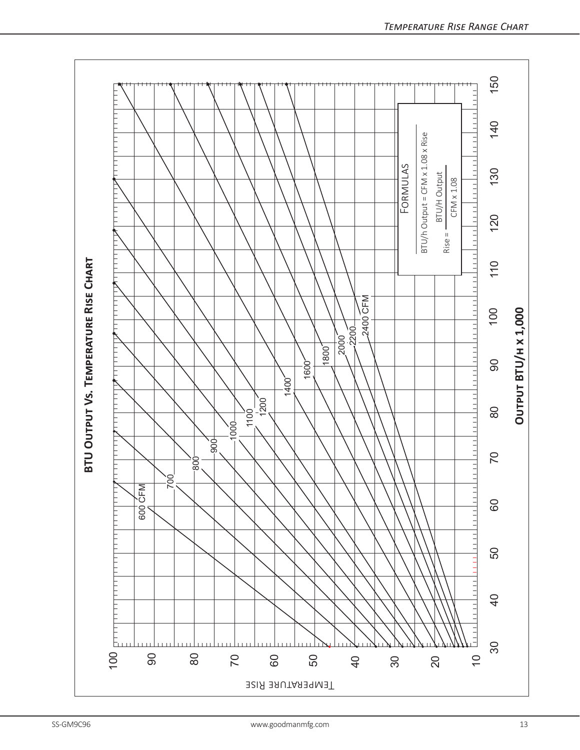# BTU Output Vs. Temperature Rise Chart

**Formulas**

BTU/h Output = CFM x 1.08 x Rise

$$\text{Rise} = \frac{\text{BTU/H Output}}{\text{CFM x 1.08}}$$

CFM lines: 600 CFM, 700, 800, 900, 1000, 1100, 1200, 1400, 1600, 1800, 2000, 2200, 2400 CFM

Temperature Rise (10–100)

**Output BTU/h x 1,000** (30–150)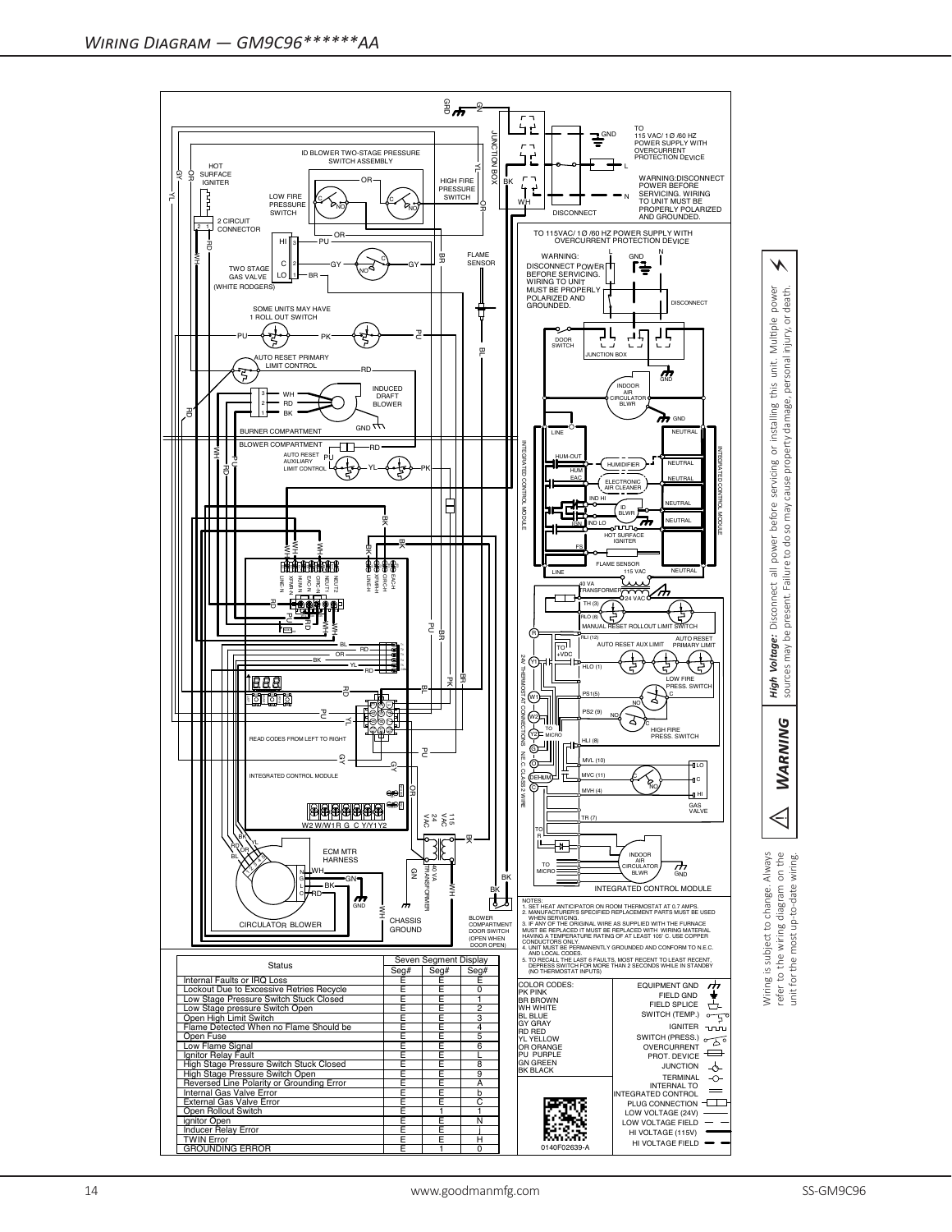# Wiring Diagram — GM9C96******AA

| Status | Seven Segment Display | | |
|---|---|---|---|
| | Seg# | Seg# | Seg# |
| Internal Faults or IRQ Loss | E | E | E |
| Lockout Due to Excessive Retries Recycle | E | E | 0 |
| Low Stage Pressure Switch Stuck Closed | E | E | 1 |
| Low Stage pressure Switch Open | E | E | 2 |
| Open High Limit Switch | E | E | 3 |
| Flame Detected When no Flame Should be | E | E | 4 |
| Open Fuse | E | E | 5 |
| Low Flame Signal | E | E | 6 |
| Ignitor Relay Fault | E | E | L |
| High Stage Pressure Switch Stuck Closed | E | E | 8 |
| High Stage Pressure Switch Open | E | E | 9 |
| Reversed Line Polarity or Grounding Error | E | E | A |
| Internal Gas Valve Error | E | E | b |
| External Gas Valve Error | E | E | C |
| Open Rollout Switch | E | 1 | 1 |
| ignitor Open | E | E | N |
| Inducer Relay Error | E | E | J |
| TWIN Error | E | E | H |
| GROUNDING ERROR | E | 1 | 0 |

NOTES:
1. SET HEAT ANTICIPATOR ON ROOM THERMOSTAT AT 0.7 AMPS.
2. MANUFACTURER'S SPECIFIED REPLACEMENT PARTS MUST BE USED WHEN SERVICING.
3. IF ANY OF THE ORIGINAL WIRE AS SUPPLIED WITH THE FURNACE MUST BE REPLACED IT MUST BE REPLACED WITH WIRING MATERIAL HAVING A TEMPERATURE RATING OF AT LEAST 105° C. USE COPPER CONDUCTORS ONLY.
4. UNIT MUST BE PERMANENTLY GROUNDED AND CONFORM TO N.E.C. AND LOCAL CODES.
5. TO RECALL THE LAST 6 FAULTS, MOST RECENT TO LEAST RECENT, DEPRESS SWITCH FOR MORE THAN 2 SECONDS WHILE IN STANDBY (NO THERMOSTAT INPUTS)

COLOR CODES:
PK PINK
BR BROWN
WH WHITE
BL BLUE
GY GRAY
RD RED
YL YELLOW
OR ORANGE
PU PURPLE
GN GREEN
BK BLACK

EQUIPMENT GND, FIELD GND, FIELD SPLICE, SWITCH (TEMP.), IGNITER, SWITCH (PRESS.), OVERCURRENT PROT. DEVICE, JUNCTION, TERMINAL, INTERNAL TO INTEGRATED CONTROL, PLUG CONNECTION, LOW VOLTAGE (24V), LOW VOLTAGE FIELD, HI VOLTAGE (115V), HI VOLTAGE FIELD

0140F02639-A

⚠ **WARNING**

***High Voltage:*** Disconnect all power before servicing or installing this unit. Multiple power sources may be present. Failure to do so may cause property damage, personal injury, or death.

Wiring is subject to change. Always refer to the wiring diagram on the unit for the most up-to-date wiring.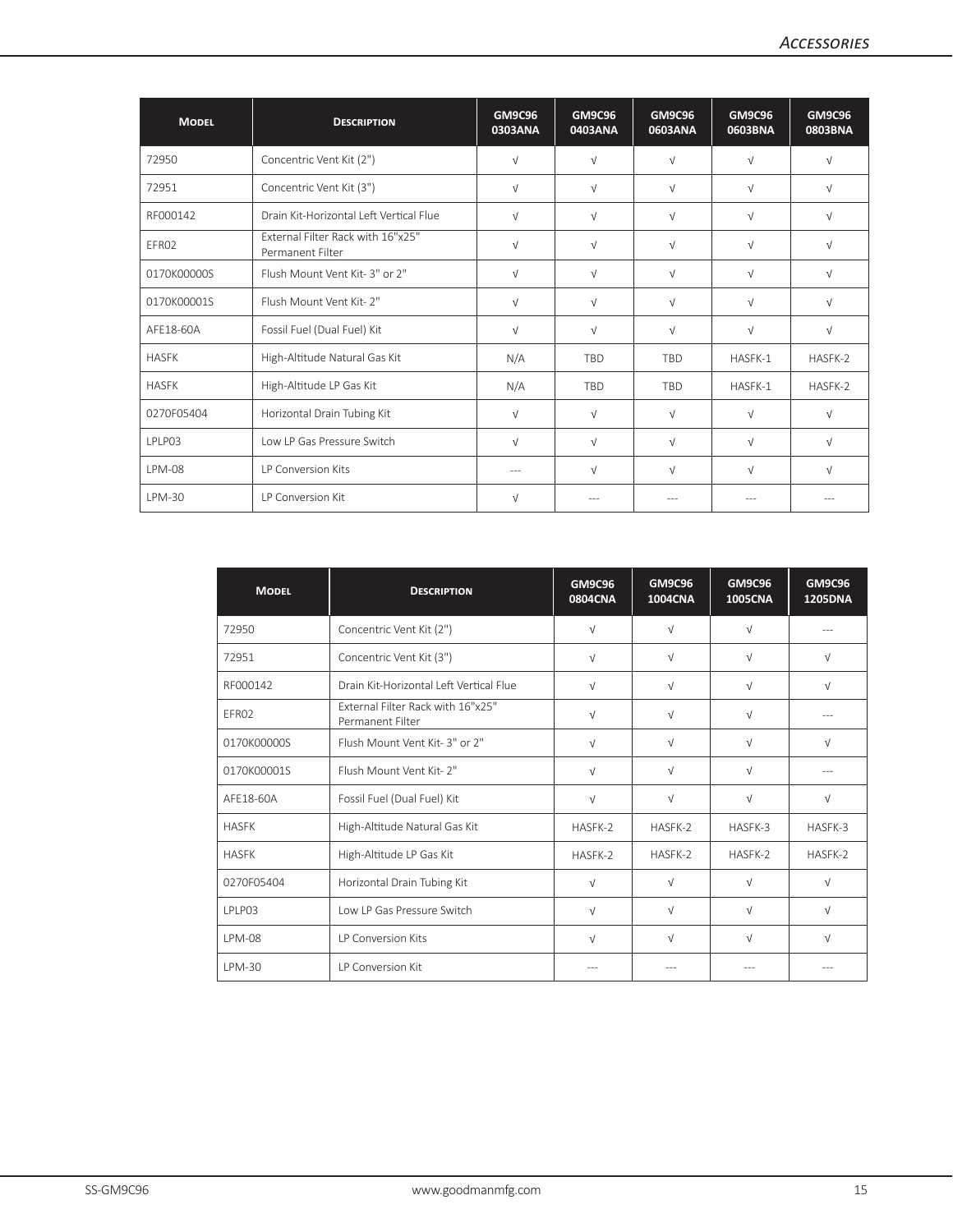| Model | Description | GM9C96 0303ANA | GM9C96 0403ANA | GM9C96 0603ANA | GM9C96 0603BNA | GM9C96 0803BNA |
|---|---|---|---|---|---|---|
| 72950 | Concentric Vent Kit (2") | √ | √ | √ | √ | √ |
| 72951 | Concentric Vent Kit (3") | √ | √ | √ | √ | √ |
| RF000142 | Drain Kit-Horizontal Left Vertical Flue | √ | √ | √ | √ | √ |
| EFR02 | External Filter Rack with 16"x25" Permanent Filter | √ | √ | √ | √ | √ |
| 0170K00000S | Flush Mount Vent Kit- 3" or 2" | √ | √ | √ | √ | √ |
| 0170K00001S | Flush Mount Vent Kit- 2" | √ | √ | √ | √ | √ |
| AFE18-60A | Fossil Fuel (Dual Fuel) Kit | √ | √ | √ | √ | √ |
| HASFK | High-Altitude Natural Gas Kit | N/A | TBD | TBD | HASFK-1 | HASFK-2 |
| HASFK | High-Altitude LP Gas Kit | N/A | TBD | TBD | HASFK-1 | HASFK-2 |
| 0270F05404 | Horizontal Drain Tubing Kit | √ | √ | √ | √ | √ |
| LPLP03 | Low LP Gas Pressure Switch | √ | √ | √ | √ | √ |
| LPM-08 | LP Conversion Kits | --- | √ | √ | √ | √ |
| LPM-30 | LP Conversion Kit | √ | --- | --- | --- | --- |

| Model | Description | GM9C96 0804CNA | GM9C96 1004CNA | GM9C96 1005CNA | GM9C96 1205DNA |
|---|---|---|---|---|---|
| 72950 | Concentric Vent Kit (2") | √ | √ | √ | --- |
| 72951 | Concentric Vent Kit (3") | √ | √ | √ | √ |
| RF000142 | Drain Kit-Horizontal Left Vertical Flue | √ | √ | √ | √ |
| EFR02 | External Filter Rack with 16"x25" Permanent Filter | √ | √ | √ | --- |
| 0170K00000S | Flush Mount Vent Kit- 3" or 2" | √ | √ | √ | √ |
| 0170K00001S | Flush Mount Vent Kit- 2" | √ | √ | √ | --- |
| AFE18-60A | Fossil Fuel (Dual Fuel) Kit | √ | √ | √ | √ |
| HASFK | High-Altitude Natural Gas Kit | HASFK-2 | HASFK-2 | HASFK-3 | HASFK-3 |
| HASFK | High-Altitude LP Gas Kit | HASFK-2 | HASFK-2 | HASFK-2 | HASFK-2 |
| 0270F05404 | Horizontal Drain Tubing Kit | √ | √ | √ | √ |
| LPLP03 | Low LP Gas Pressure Switch | √ | √ | √ | √ |
| LPM-08 | LP Conversion Kits | √ | √ | √ | √ |
| LPM-30 | LP Conversion Kit | --- | --- | --- | --- |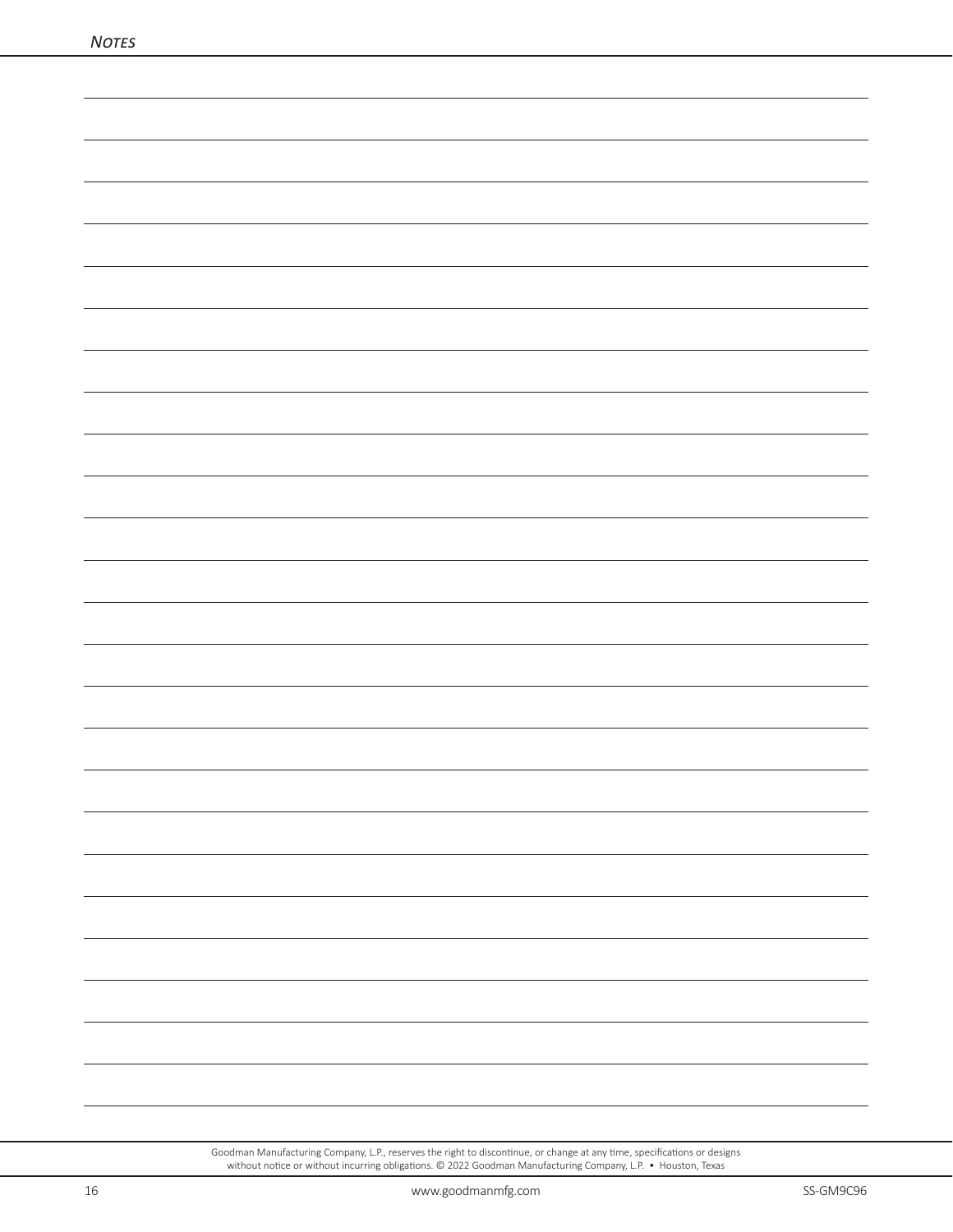## *Notes*

Goodman Manufacturing Company, L.P., reserves the right to discontinue, or change at any time, specifications or designs without notice or without incurring obligations. © 2022 Goodman Manufacturing Company, L.P. • Houston, Texas

www.goodmanmfg.com

SS-GM9C96